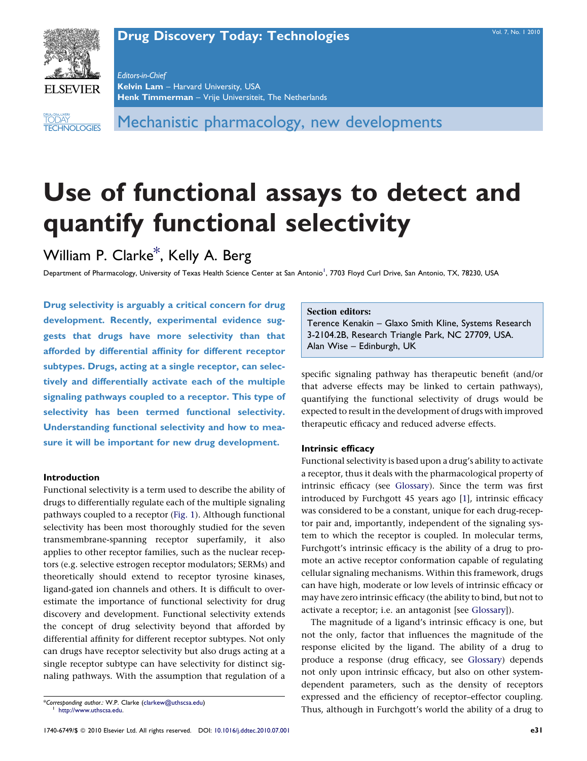Mechanistic pharmacology, new developments

# Use of functional assays to detect and quantify functional selectivity

William P. Clarke*, Kelly A. Berg

Department of Pharmacology, University of Texas Health Science Center at San Antonio[1], 7703 Floyd Curl Drive, San Antonio, TX, 78230, USA

**Drug selectivity is arguably a critical concern for drug development. Recently, experimental evidence suggests that drugs have more selectivity than that afforded by differential affinity for different receptor subtypes. Drugs, acting at a single receptor, can selectively and differentially activate each of the multiple signaling pathways coupled to a receptor. This type of selectivity has been termed functional selectivity. Understanding functional selectivity and how to measure it will be important for new drug development.**

**Section editors:**
Terence Kenakin – Glaxo Smith Kline, Systems Research 3-2104.2B, Research Triangle Park, NC 27709, USA.
Alan Wise – Edinburgh, UK

## Introduction

Functional selectivity is a term used to describe the ability of drugs to differentially regulate each of the multiple signaling pathways coupled to a receptor (Fig. 1). Although functional selectivity has been most thoroughly studied for the seven transmembrane-spanning receptor superfamily, it also applies to other receptor families, such as the nuclear receptors (e.g. selective estrogen receptor modulators; SERMs) and theoretically should extend to receptor tyrosine kinases, ligand-gated ion channels and others. It is difficult to overestimate the importance of functional selectivity for drug discovery and development. Functional selectivity extends the concept of drug selectivity beyond that afforded by differential affinity for different receptor subtypes. Not only can drugs have receptor selectivity but also drugs acting at a single receptor subtype can have selectivity for distinct signaling pathways. With the assumption that regulation of a specific signaling pathway has therapeutic benefit (and/or that adverse effects may be linked to certain pathways), quantifying the functional selectivity of drugs would be expected to result in the development of drugs with improved therapeutic efficacy and reduced adverse effects.

## Intrinsic efficacy

Functional selectivity is based upon a drug's ability to activate a receptor, thus it deals with the pharmacological property of intrinsic efficacy (see Glossary). Since the term was first introduced by Furchgott 45 years ago [1], intrinsic efficacy was considered to be a constant, unique for each drug-receptor pair and, importantly, independent of the signaling system to which the receptor is coupled. In molecular terms, Furchgott's intrinsic efficacy is the ability of a drug to promote an active receptor conformation capable of regulating cellular signaling mechanisms. Within this framework, drugs can have high, moderate or low levels of intrinsic efficacy or may have zero intrinsic efficacy (the ability to bind, but not to activate a receptor; i.e. an antagonist [see Glossary]).

The magnitude of a ligand's intrinsic efficacy is one, but not the only, factor that influences the magnitude of the response elicited by the ligand. The ability of a drug to produce a response (drug efficacy, see Glossary) depends not only upon intrinsic efficacy, but also on other system-dependent parameters, such as the density of receptors expressed and the efficiency of receptor–effector coupling. Thus, although in Furchgott's world the ability of a drug to

*Corresponding author.: W.P. Clarke (clarkew@uthscsa.edu)
[1] http://www.uthscsa.edu.

1740-6749/$ © 2010 Elsevier Ltd. All rights reserved. DOI: 10.1016/j.ddtec.2010.07.001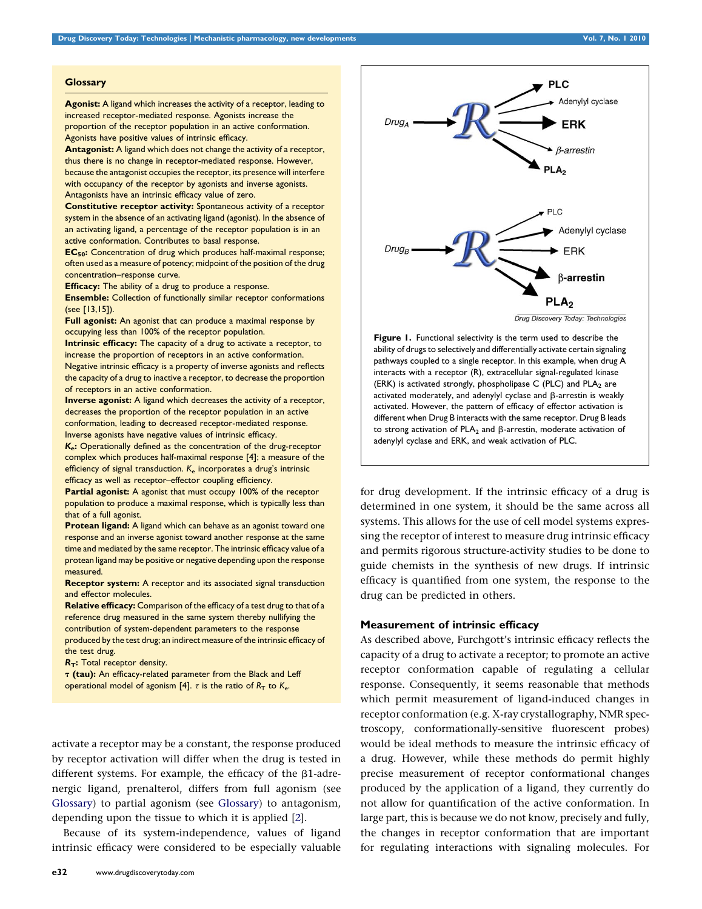## Glossary

**Agonist:** A ligand which increases the activity of a receptor, leading to increased receptor-mediated response. Agonists increase the proportion of the receptor population in an active conformation. Agonists have positive values of intrinsic efficacy.

**Antagonist:** A ligand which does not change the activity of a receptor, thus there is no change in receptor-mediated response. However, because the antagonist occupies the receptor, its presence will interfere with occupancy of the receptor by agonists and inverse agonists. Antagonists have an intrinsic efficacy value of zero.

**Constitutive receptor activity:** Spontaneous activity of a receptor system in the absence of an activating ligand (agonist). In the absence of an activating ligand, a percentage of the receptor population is in an active conformation. Contributes to basal response.

**$EC_{50}$:** Concentration of drug which produces half-maximal response; often used as a measure of potency; midpoint of the position of the drug concentration–response curve.

**Efficacy:** The ability of a drug to produce a response.

**Ensemble:** Collection of functionally similar receptor conformations (see [13,15]).

**Full agonist:** An agonist that can produce a maximal response by occupying less than 100% of the receptor population.

**Intrinsic efficacy:** The capacity of a drug to activate a receptor, to increase the proportion of receptors in an active conformation. Negative intrinsic efficacy is a property of inverse agonists and reflects the capacity of a drug to inactive a receptor, to decrease the proportion of receptors in an active conformation.

**Inverse agonist:** A ligand which decreases the activity of a receptor, decreases the proportion of the receptor population in an active conformation, leading to decreased receptor-mediated response. Inverse agonists have negative values of intrinsic efficacy.

**$K_e$:** Operationally defined as the concentration of the drug-receptor complex which produces half-maximal response [4]; a measure of the efficiency of signal transduction. $K_e$ incorporates a drug's intrinsic efficacy as well as receptor–effector coupling efficiency.

**Partial agonist:** A agonist that must occupy 100% of the receptor population to produce a maximal response, which is typically less than that of a full agonist.

**Protean ligand:** A ligand which can behave as an agonist toward one response and an inverse agonist toward another response at the same time and mediated by the same receptor. The intrinsic efficacy value of a protean ligand may be positive or negative depending upon the response measured.

**Receptor system:** A receptor and its associated signal transduction and effector molecules.

**Relative efficacy:** Comparison of the efficacy of a test drug to that of a reference drug measured in the same system thereby nullifying the contribution of system-dependent parameters to the response produced by the test drug; an indirect measure of the intrinsic efficacy of the test drug.

**$R_T$:** Total receptor density.

**$\tau$ (tau):** An efficacy-related parameter from the Black and Leff operational model of agonism [4]. $\tau$ is the ratio of $R_T$ to $K_e$.

activate a receptor may be a constant, the response produced by receptor activation will differ when the drug is tested in different systems. For example, the efficacy of the β1-adrenergic ligand, prenalterol, differs from full agonism (see Glossary) to partial agonism (see Glossary) to antagonism, depending upon the tissue to which it is applied [2].

Because of its system-independence, values of ligand intrinsic efficacy were considered to be especially valuable for drug development. If the intrinsic efficacy of a drug is determined in one system, it should be the same across all systems. This allows for the use of cell model systems expressing the receptor of interest to measure drug intrinsic efficacy and permits rigorous structure-activity studies to be done to guide chemists in the synthesis of new drugs. If intrinsic efficacy is quantified from one system, the response to the drug can be predicted in others.

Figure 1. Functional selectivity is the term used to describe the ability of drugs to selectively and differentially activate certain signaling pathways coupled to a single receptor. In this example, when drug A interacts with a receptor (R), extracellular signal-regulated kinase (ERK) is activated strongly, phospholipase C (PLC) and $PLA_2$ are activated moderately, and adenylyl cyclase and β-arrestin is weakly activated. However, the pattern of efficacy of effector activation is different when Drug B interacts with the same receptor. Drug B leads to strong activation of $PLA_2$ and β-arrestin, moderate activation of adenylyl cyclase and ERK, and weak activation of PLC.

## Measurement of intrinsic efficacy

As described above, Furchgott's intrinsic efficacy reflects the capacity of a drug to activate a receptor; to promote an active receptor conformation capable of regulating a cellular response. Consequently, it seems reasonable that methods which permit measurement of ligand-induced changes in receptor conformation (e.g. X-ray crystallography, NMR spectroscopy, conformationally-sensitive fluorescent probes) would be ideal methods to measure the intrinsic efficacy of a drug. However, while these methods do permit highly precise measurement of receptor conformational changes produced by the application of a ligand, they currently do not allow for quantification of the active conformation. In large part, this is because we do not know, precisely and fully, the changes in receptor conformation that are important for regulating interactions with signaling molecules. For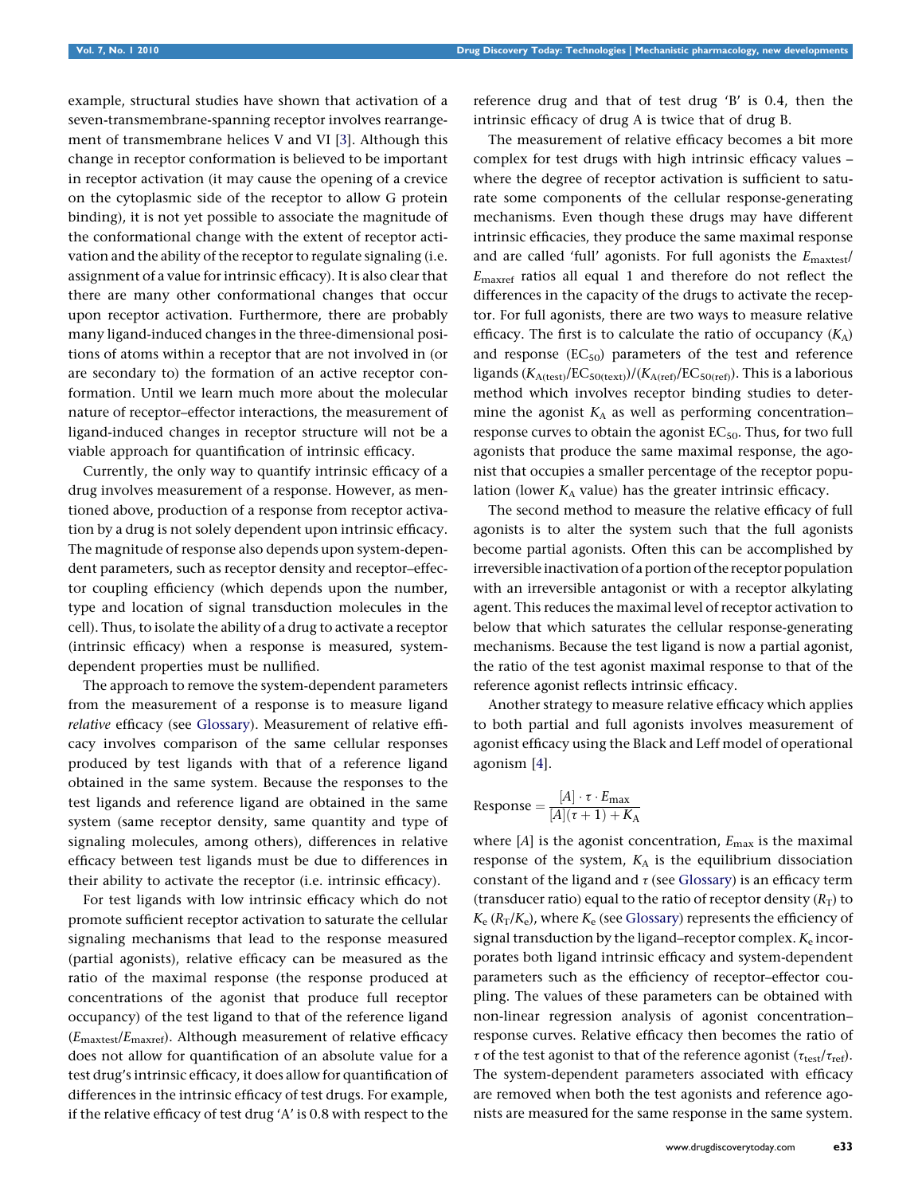example, structural studies have shown that activation of a seven-transmembrane-spanning receptor involves rearrangement of transmembrane helices V and VI [3]. Although this change in receptor conformation is believed to be important in receptor activation (it may cause the opening of a crevice on the cytoplasmic side of the receptor to allow G protein binding), it is not yet possible to associate the magnitude of the conformational change with the extent of receptor activation and the ability of the receptor to regulate signaling (i.e. assignment of a value for intrinsic efficacy). It is also clear that there are many other conformational changes that occur upon receptor activation. Furthermore, there are probably many ligand-induced changes in the three-dimensional positions of atoms within a receptor that are not involved in (or are secondary to) the formation of an active receptor conformation. Until we learn much more about the molecular nature of receptor–effector interactions, the measurement of ligand-induced changes in receptor structure will not be a viable approach for quantification of intrinsic efficacy.

Currently, the only way to quantify intrinsic efficacy of a drug involves measurement of a response. However, as mentioned above, production of a response from receptor activation by a drug is not solely dependent upon intrinsic efficacy. The magnitude of response also depends upon system-dependent parameters, such as receptor density and receptor–effector coupling efficiency (which depends upon the number, type and location of signal transduction molecules in the cell). Thus, to isolate the ability of a drug to activate a receptor (intrinsic efficacy) when a response is measured, system-dependent properties must be nullified.

The approach to remove the system-dependent parameters from the measurement of a response is to measure ligand *relative* efficacy (see Glossary). Measurement of relative efficacy involves comparison of the same cellular responses produced by test ligands with that of a reference ligand obtained in the same system. Because the responses to the test ligands and reference ligand are obtained in the same system (same receptor density, same quantity and type of signaling molecules, among others), differences in relative efficacy between test ligands must be due to differences in their ability to activate the receptor (i.e. intrinsic efficacy).

For test ligands with low intrinsic efficacy which do not promote sufficient receptor activation to saturate the cellular signaling mechanisms that lead to the response measured (partial agonists), relative efficacy can be measured as the ratio of the maximal response (the response produced at concentrations of the agonist that produce full receptor occupancy) of the test ligand to that of the reference ligand ($E_{\text{maxtest}}/E_{\text{maxref}}$). Although measurement of relative efficacy does not allow for quantification of an absolute value for a test drug's intrinsic efficacy, it does allow for quantification of differences in the intrinsic efficacy of test drugs. For example, if the relative efficacy of test drug 'A' is 0.8 with respect to the reference drug and that of test drug 'B' is 0.4, then the intrinsic efficacy of drug A is twice that of drug B.

The measurement of relative efficacy becomes a bit more complex for test drugs with high intrinsic efficacy values – where the degree of receptor activation is sufficient to saturate some components of the cellular response-generating mechanisms. Even though these drugs may have different intrinsic efficacies, they produce the same maximal response and are called 'full' agonists. For full agonists the $E_{\text{maxtest}}/E_{\text{maxref}}$ ratios all equal 1 and therefore do not reflect the differences in the capacity of the drugs to activate the receptor. For full agonists, there are two ways to measure relative efficacy. The first is to calculate the ratio of occupancy ($K_A$) and response ($EC_{50}$) parameters of the test and reference ligands ($(K_{A(\text{test})}/EC_{50(\text{text})})/(K_{A(\text{ref})}/EC_{50(\text{ref})})$). This is a laborious method which involves receptor binding studies to determine the agonist $K_A$ as well as performing concentration–response curves to obtain the agonist $EC_{50}$. Thus, for two full agonists that produce the same maximal response, the agonist that occupies a smaller percentage of the receptor population (lower $K_A$ value) has the greater intrinsic efficacy.

The second method to measure the relative efficacy of full agonists is to alter the system such that the full agonists become partial agonists. Often this can be accomplished by irreversible inactivation of a portion of the receptor population with an irreversible antagonist or with a receptor alkylating agent. This reduces the maximal level of receptor activation to below that which saturates the cellular response-generating mechanisms. Because the test ligand is now a partial agonist, the ratio of the test agonist maximal response to that of the reference agonist reflects intrinsic efficacy.

Another strategy to measure relative efficacy which applies to both partial and full agonists involves measurement of agonist efficacy using the Black and Leff model of operational agonism [4].

$$\text{Response} = \frac{[A] \cdot \tau \cdot E_{\max}}{[A](\tau + 1) + K_A}$$

where $[A]$ is the agonist concentration, $E_{\max}$ is the maximal response of the system, $K_A$ is the equilibrium dissociation constant of the ligand and $\tau$ (see Glossary) is an efficacy term (transducer ratio) equal to the ratio of receptor density ($R_T$) to $K_e$ ($R_T/K_e$), where $K_e$ (see Glossary) represents the efficiency of signal transduction by the ligand–receptor complex. $K_e$ incorporates both ligand intrinsic efficacy and system-dependent parameters such as the efficiency of receptor–effector coupling. The values of these parameters can be obtained with non-linear regression analysis of agonist concentration–response curves. Relative efficacy then becomes the ratio of $\tau$ of the test agonist to that of the reference agonist ($\tau_{\text{test}}/\tau_{\text{ref}}$). The system-dependent parameters associated with efficacy are removed when both the test agonists and reference agonists are measured for the same response in the same system.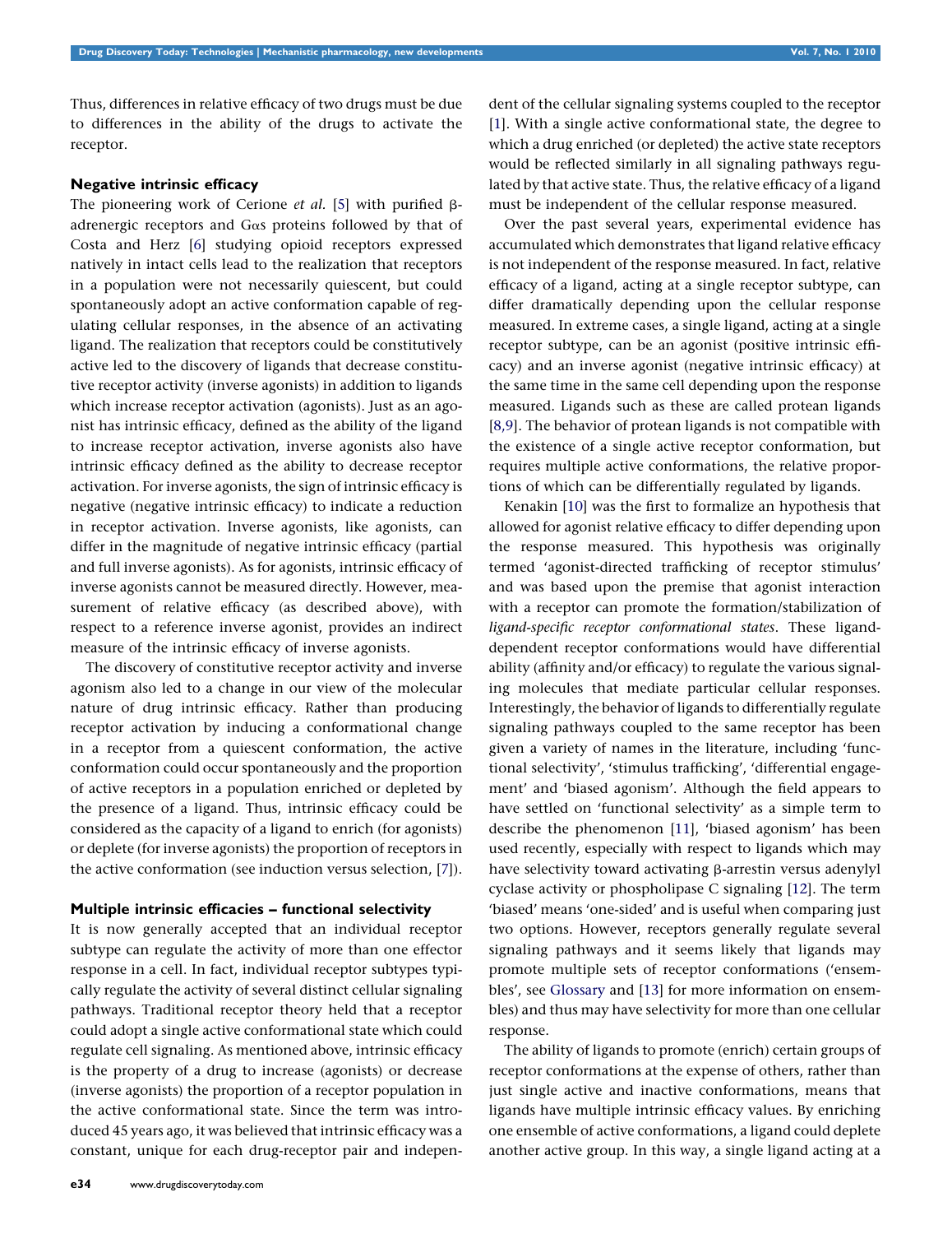Thus, differences in relative efficacy of two drugs must be due to differences in the ability of the drugs to activate the receptor.

### Negative intrinsic efficacy

The pioneering work of Cerione *et al.* [5] with purified β-adrenergic receptors and Gαs proteins followed by that of Costa and Herz [6] studying opioid receptors expressed natively in intact cells lead to the realization that receptors in a population were not necessarily quiescent, but could spontaneously adopt an active conformation capable of regulating cellular responses, in the absence of an activating ligand. The realization that receptors could be constitutively active led to the discovery of ligands that decrease constitutive receptor activity (inverse agonists) in addition to ligands which increase receptor activation (agonists). Just as an agonist has intrinsic efficacy, defined as the ability of the ligand to increase receptor activation, inverse agonists also have intrinsic efficacy defined as the ability to decrease receptor activation. For inverse agonists, the sign of intrinsic efficacy is negative (negative intrinsic efficacy) to indicate a reduction in receptor activation. Inverse agonists, like agonists, can differ in the magnitude of negative intrinsic efficacy (partial and full inverse agonists). As for agonists, intrinsic efficacy of inverse agonists cannot be measured directly. However, measurement of relative efficacy (as described above), with respect to a reference inverse agonist, provides an indirect measure of the intrinsic efficacy of inverse agonists.

The discovery of constitutive receptor activity and inverse agonism also led to a change in our view of the molecular nature of drug intrinsic efficacy. Rather than producing receptor activation by inducing a conformational change in a receptor from a quiescent conformation, the active conformation could occur spontaneously and the proportion of active receptors in a population enriched or depleted by the presence of a ligand. Thus, intrinsic efficacy could be considered as the capacity of a ligand to enrich (for agonists) or deplete (for inverse agonists) the proportion of receptors in the active conformation (see induction versus selection, [7]).

### Multiple intrinsic efficacies – functional selectivity

It is now generally accepted that an individual receptor subtype can regulate the activity of more than one effector response in a cell. In fact, individual receptor subtypes typically regulate the activity of several distinct cellular signaling pathways. Traditional receptor theory held that a receptor could adopt a single active conformational state which could regulate cell signaling. As mentioned above, intrinsic efficacy is the property of a drug to increase (agonists) or decrease (inverse agonists) the proportion of a receptor population in the active conformational state. Since the term was introduced 45 years ago, it was believed that intrinsic efficacy was a constant, unique for each drug-receptor pair and independent of the cellular signaling systems coupled to the receptor [1]. With a single active conformational state, the degree to which a drug enriched (or depleted) the active state receptors would be reflected similarly in all signaling pathways regulated by that active state. Thus, the relative efficacy of a ligand must be independent of the cellular response measured.

Over the past several years, experimental evidence has accumulated which demonstrates that ligand relative efficacy is not independent of the response measured. In fact, relative efficacy of a ligand, acting at a single receptor subtype, can differ dramatically depending upon the cellular response measured. In extreme cases, a single ligand, acting at a single receptor subtype, can be an agonist (positive intrinsic efficacy) and an inverse agonist (negative intrinsic efficacy) at the same time in the same cell depending upon the response measured. Ligands such as these are called protean ligands [8,9]. The behavior of protean ligands is not compatible with the existence of a single active receptor conformation, but requires multiple active conformations, the relative proportions of which can be differentially regulated by ligands.

Kenakin [10] was the first to formalize an hypothesis that allowed for agonist relative efficacy to differ depending upon the response measured. This hypothesis was originally termed 'agonist-directed trafficking of receptor stimulus' and was based upon the premise that agonist interaction with a receptor can promote the formation/stabilization of *ligand-specific receptor conformational states*. These ligand-dependent receptor conformations would have differential ability (affinity and/or efficacy) to regulate the various signaling molecules that mediate particular cellular responses. Interestingly, the behavior of ligands to differentially regulate signaling pathways coupled to the same receptor has been given a variety of names in the literature, including 'functional selectivity', 'stimulus trafficking', 'differential engagement' and 'biased agonism'. Although the field appears to have settled on 'functional selectivity' as a simple term to describe the phenomenon [11], 'biased agonism' has been used recently, especially with respect to ligands which may have selectivity toward activating β-arrestin versus adenylyl cyclase activity or phospholipase C signaling [12]. The term 'biased' means 'one-sided' and is useful when comparing just two options. However, receptors generally regulate several signaling pathways and it seems likely that ligands may promote multiple sets of receptor conformations ('ensembles', see Glossary and [13] for more information on ensembles) and thus may have selectivity for more than one cellular response.

The ability of ligands to promote (enrich) certain groups of receptor conformations at the expense of others, rather than just single active and inactive conformations, means that ligands have multiple intrinsic efficacy values. By enriching one ensemble of active conformations, a ligand could deplete another active group. In this way, a single ligand acting at a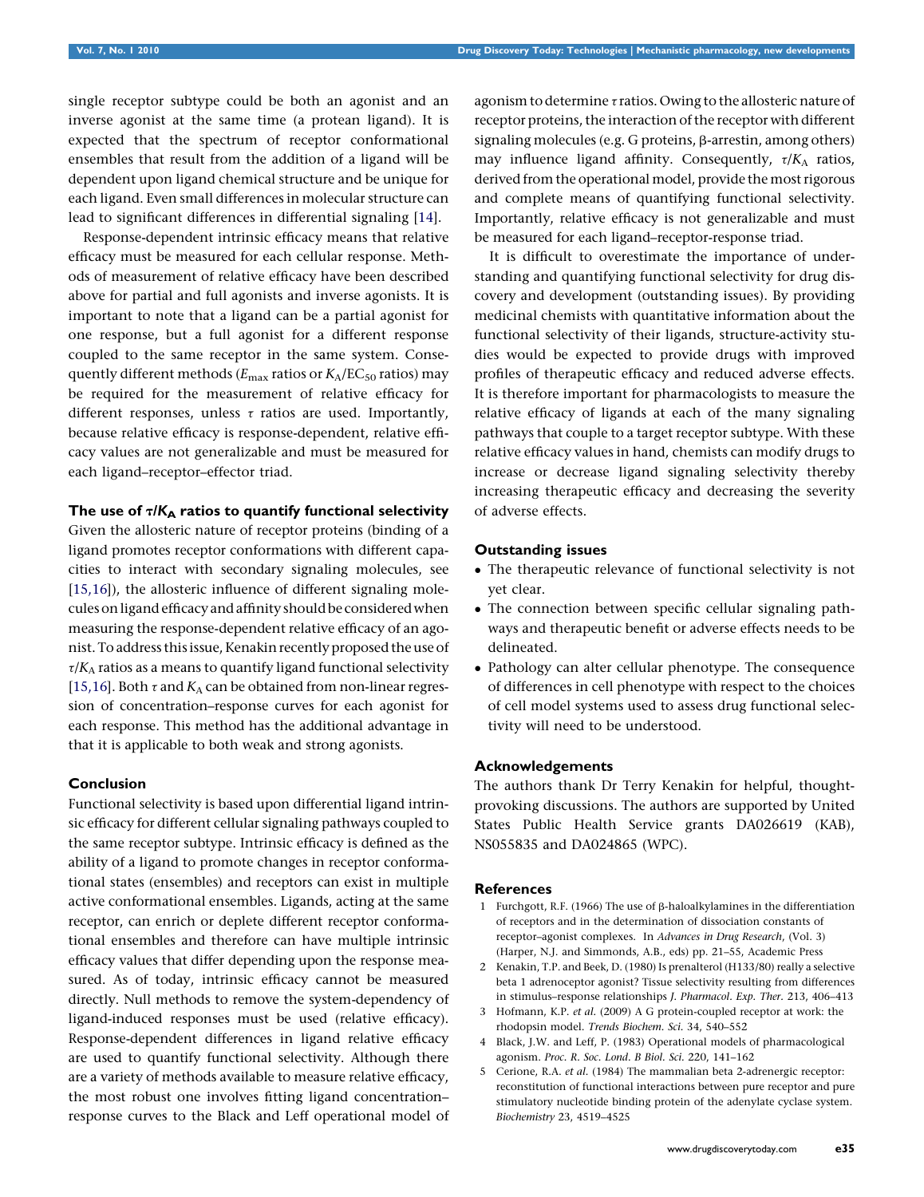single receptor subtype could be both an agonist and an inverse agonist at the same time (a protean ligand). It is expected that the spectrum of receptor conformational ensembles that result from the addition of a ligand will be dependent upon ligand chemical structure and be unique for each ligand. Even small differences in molecular structure can lead to significant differences in differential signaling [14].

Response-dependent intrinsic efficacy means that relative efficacy must be measured for each cellular response. Methods of measurement of relative efficacy have been described above for partial and full agonists and inverse agonists. It is important to note that a ligand can be a partial agonist for one response, but a full agonist for a different response coupled to the same receptor in the same system. Consequently different methods ($E_{max}$ ratios or $K_A/EC_{50}$ ratios) may be required for the measurement of relative efficacy for different responses, unless $\tau$ ratios are used. Importantly, because relative efficacy is response-dependent, relative efficacy values are not generalizable and must be measured for each ligand–receptor–effector triad.

### The use of $\tau/K_A$ ratios to quantify functional selectivity

Given the allosteric nature of receptor proteins (binding of a ligand promotes receptor conformations with different capacities to interact with secondary signaling molecules, see [15,16]), the allosteric influence of different signaling molecules on ligand efficacy and affinity should be considered when measuring the response-dependent relative efficacy of an agonist. To address this issue, Kenakin recently proposed the use of $\tau/K_A$ ratios as a means to quantify ligand functional selectivity [15,16]. Both $\tau$ and $K_A$ can be obtained from non-linear regression of concentration–response curves for each agonist for each response. This method has the additional advantage in that it is applicable to both weak and strong agonists.

### Conclusion

Functional selectivity is based upon differential ligand intrinsic efficacy for different cellular signaling pathways coupled to the same receptor subtype. Intrinsic efficacy is defined as the ability of a ligand to promote changes in receptor conformational states (ensembles) and receptors can exist in multiple active conformational ensembles. Ligands, acting at the same receptor, can enrich or deplete different receptor conformational ensembles and therefore can have multiple intrinsic efficacy values that differ depending upon the response measured. As of today, intrinsic efficacy cannot be measured directly. Null methods to remove the system-dependency of ligand-induced responses must be used (relative efficacy). Response-dependent differences in ligand relative efficacy are used to quantify functional selectivity. Although there are a variety of methods available to measure relative efficacy, the most robust one involves fitting ligand concentration–response curves to the Black and Leff operational model of agonism to determine $\tau$ ratios. Owing to the allosteric nature of receptor proteins, the interaction of the receptor with different signaling molecules (e.g. G proteins, β-arrestin, among others) may influence ligand affinity. Consequently, $\tau/K_A$ ratios, derived from the operational model, provide the most rigorous and complete means of quantifying functional selectivity. Importantly, relative efficacy is not generalizable and must be measured for each ligand–receptor-response triad.

It is difficult to overestimate the importance of understanding and quantifying functional selectivity for drug discovery and development (outstanding issues). By providing medicinal chemists with quantitative information about the functional selectivity of their ligands, structure-activity studies would be expected to provide drugs with improved profiles of therapeutic efficacy and reduced adverse effects. It is therefore important for pharmacologists to measure the relative efficacy of ligands at each of the many signaling pathways that couple to a target receptor subtype. With these relative efficacy values in hand, chemists can modify drugs to increase or decrease ligand signaling selectivity thereby increasing therapeutic efficacy and decreasing the severity of adverse effects.

### Outstanding issues

- The therapeutic relevance of functional selectivity is not yet clear.
- The connection between specific cellular signaling pathways and therapeutic benefit or adverse effects needs to be delineated.
- Pathology can alter cellular phenotype. The consequence of differences in cell phenotype with respect to the choices of cell model systems used to assess drug functional selectivity will need to be understood.

### Acknowledgements

The authors thank Dr Terry Kenakin for helpful, thought-provoking discussions. The authors are supported by United States Public Health Service grants DA026619 (KAB), NS055835 and DA024865 (WPC).

### References

1. Furchgott, R.F. (1966) The use of β-haloalkylamines in the differentiation of receptors and in the determination of dissociation constants of receptor–agonist complexes. In *Advances in Drug Research*, (Vol. 3) (Harper, N.J. and Simmonds, A.B., eds) pp. 21–55, Academic Press
2. Kenakin, T.P. and Beek, D. (1980) Is prenalterol (H133/80) really a selective beta 1 adrenoceptor agonist? Tissue selectivity resulting from differences in stimulus–response relationships *J. Pharmacol. Exp. Ther.* 213, 406–413
3. Hofmann, K.P. *et al.* (2009) A G protein-coupled receptor at work: the rhodopsin model. *Trends Biochem. Sci.* 34, 540–552
4. Black, J.W. and Leff, P. (1983) Operational models of pharmacological agonism. *Proc. R. Soc. Lond. B Biol. Sci.* 220, 141–162
5. Cerione, R.A. *et al.* (1984) The mammalian beta 2-adrenergic receptor: reconstitution of functional interactions between pure receptor and pure stimulatory nucleotide binding protein of the adenylate cyclase system. *Biochemistry* 23, 4519–4525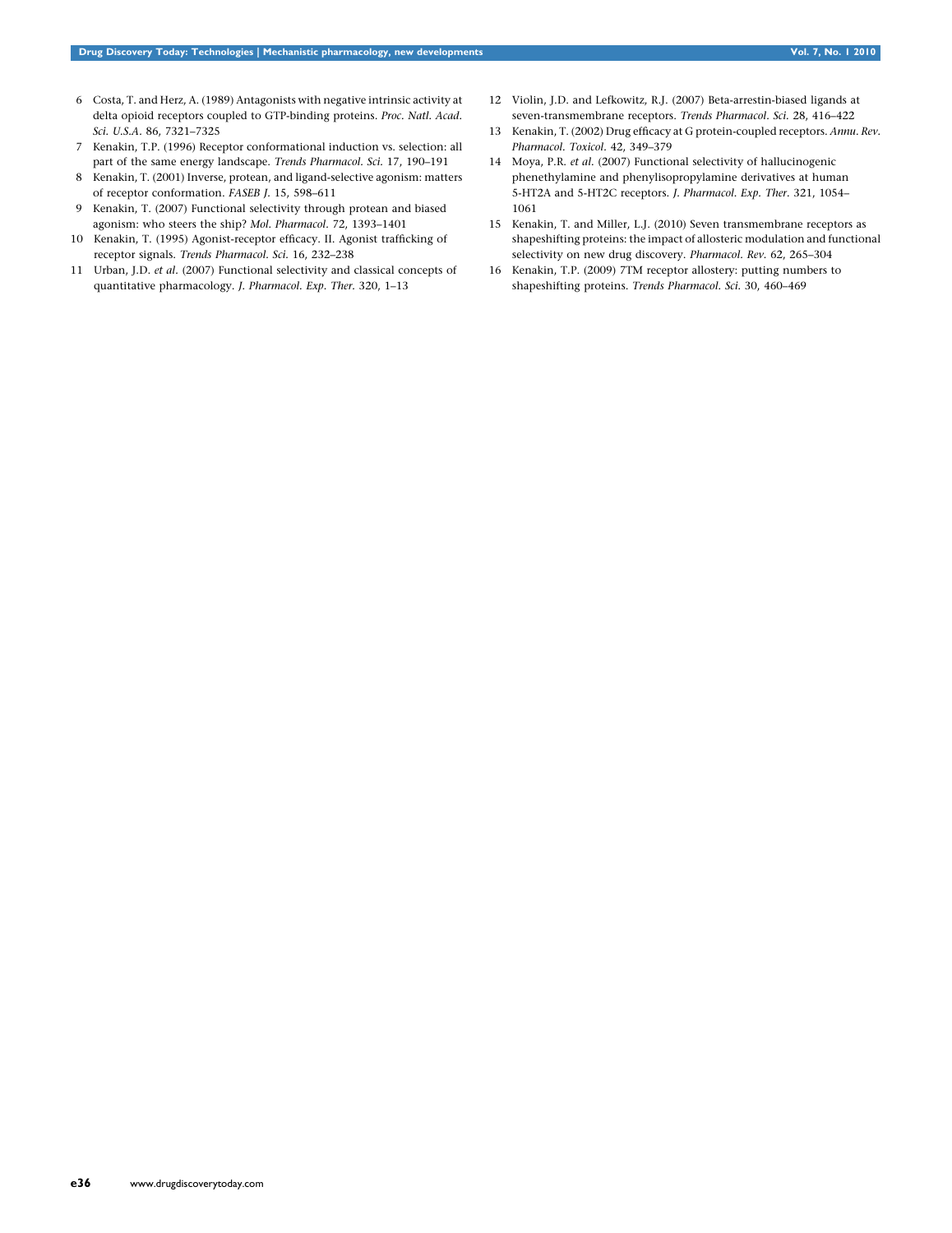6 Costa, T. and Herz, A. (1989) Antagonists with negative intrinsic activity at delta opioid receptors coupled to GTP-binding proteins. *Proc. Natl. Acad. Sci. U.S.A.* 86, 7321–7325

7 Kenakin, T.P. (1996) Receptor conformational induction vs. selection: all part of the same energy landscape. *Trends Pharmacol. Sci.* 17, 190–191

8 Kenakin, T. (2001) Inverse, protean, and ligand-selective agonism: matters of receptor conformation. *FASEB J.* 15, 598–611

9 Kenakin, T. (2007) Functional selectivity through protean and biased agonism: who steers the ship? *Mol. Pharmacol.* 72, 1393–1401

10 Kenakin, T. (1995) Agonist-receptor efficacy. II. Agonist trafficking of receptor signals. *Trends Pharmacol. Sci.* 16, 232–238

11 Urban, J.D. *et al.* (2007) Functional selectivity and classical concepts of quantitative pharmacology. *J. Pharmacol. Exp. Ther.* 320, 1–13

12 Violin, J.D. and Lefkowitz, R.J. (2007) Beta-arrestin-biased ligands at seven-transmembrane receptors. *Trends Pharmacol. Sci.* 28, 416–422

13 Kenakin, T. (2002) Drug efficacy at G protein-coupled receptors. *Annu. Rev. Pharmacol. Toxicol.* 42, 349–379

14 Moya, P.R. *et al.* (2007) Functional selectivity of hallucinogenic phenethylamine and phenylisopropylamine derivatives at human 5-HT2A and 5-HT2C receptors. *J. Pharmacol. Exp. Ther.* 321, 1054–1061

15 Kenakin, T. and Miller, L.J. (2010) Seven transmembrane receptors as shapeshifting proteins: the impact of allosteric modulation and functional selectivity on new drug discovery. *Pharmacol. Rev.* 62, 265–304

16 Kenakin, T.P. (2009) 7TM receptor allostery: putting numbers to shapeshifting proteins. *Trends Pharmacol. Sci.* 30, 460–469